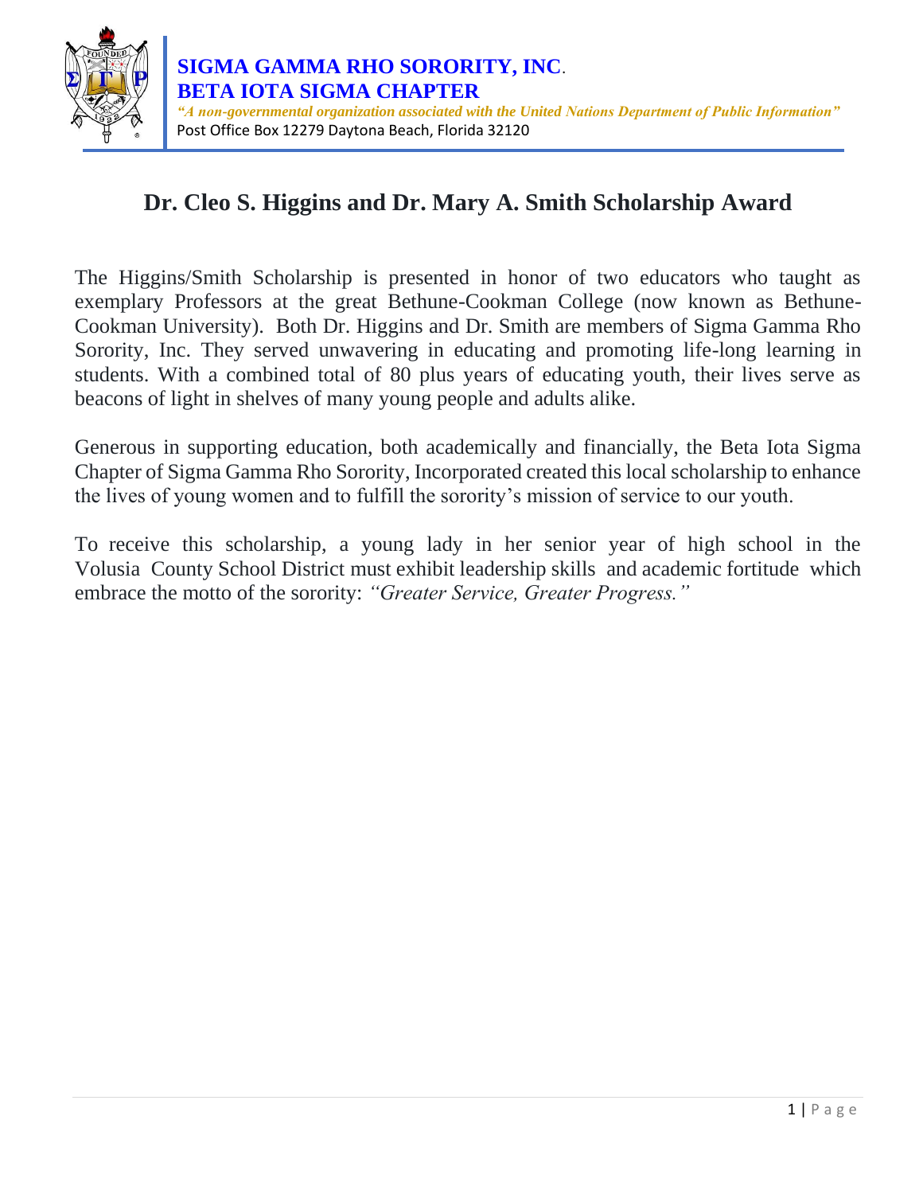**SIGMA GAMMA RHO SORORITY, INC.**
**BETA IOTA SIGMA CHAPTER**
***"A non-governmental organization associated with the United Nations Department of Public Information"***
Post Office Box 12279 Daytona Beach, Florida 32120

# Dr. Cleo S. Higgins and Dr. Mary A. Smith Scholarship Award

The Higgins/Smith Scholarship is presented in honor of two educators who taught as exemplary Professors at the great Bethune-Cookman College (now known as Bethune-Cookman University). Both Dr. Higgins and Dr. Smith are members of Sigma Gamma Rho Sorority, Inc. They served unwavering in educating and promoting life-long learning in students. With a combined total of 80 plus years of educating youth, their lives serve as beacons of light in shelves of many young people and adults alike.

Generous in supporting education, both academically and financially, the Beta Iota Sigma Chapter of Sigma Gamma Rho Sorority, Incorporated created this local scholarship to enhance the lives of young women and to fulfill the sorority's mission of service to our youth.

To receive this scholarship, a young lady in her senior year of high school in the Volusia County School District must exhibit leadership skills and academic fortitude which embrace the motto of the sorority: *"Greater Service, Greater Progress."*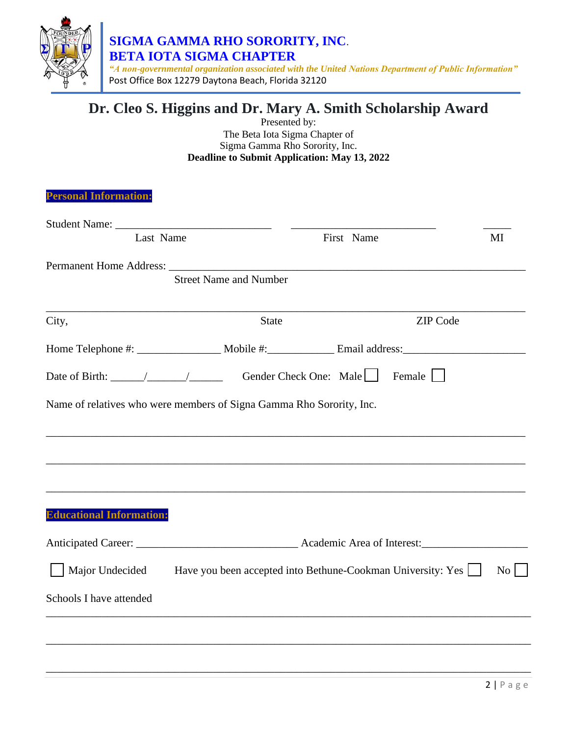**SIGMA GAMMA RHO SORORITY, INC.**
**BETA IOTA SIGMA CHAPTER**
*"A non-governmental organization associated with the United Nations Department of Public Information"*
Post Office Box 12279 Daytona Beach, Florida 32120

# Dr. Cleo S. Higgins and Dr. Mary A. Smith Scholarship Award

Presented by:
The Beta Iota Sigma Chapter of
Sigma Gamma Rho Sorority, Inc.
**Deadline to Submit Application: May 13, 2022**

## Personal Information:

Student Name: ___________________________ ___________________________ _____
Last Name First Name MI

Permanent Home Address: ___________________________________________________________
Street Name and Number

___________________________________________________________________________
City, State ZIP Code

Home Telephone #: _______________ Mobile #:___________ Email address:_____________________

Date of Birth: ______/_______/______ Gender Check One: Male ☐ Female ☐

Name of relatives who were members of Signa Gamma Rho Sorority, Inc.

___________________________________________________________________________

___________________________________________________________________________

___________________________________________________________________________

## Educational Information:

Anticipated Career: ____________________________ Academic Area of Interest:__________________

☐ Major Undecided Have you been accepted into Bethune-Cookman University: Yes ☐ No ☐

Schools I have attended

___________________________________________________________________________

___________________________________________________________________________

___________________________________________________________________________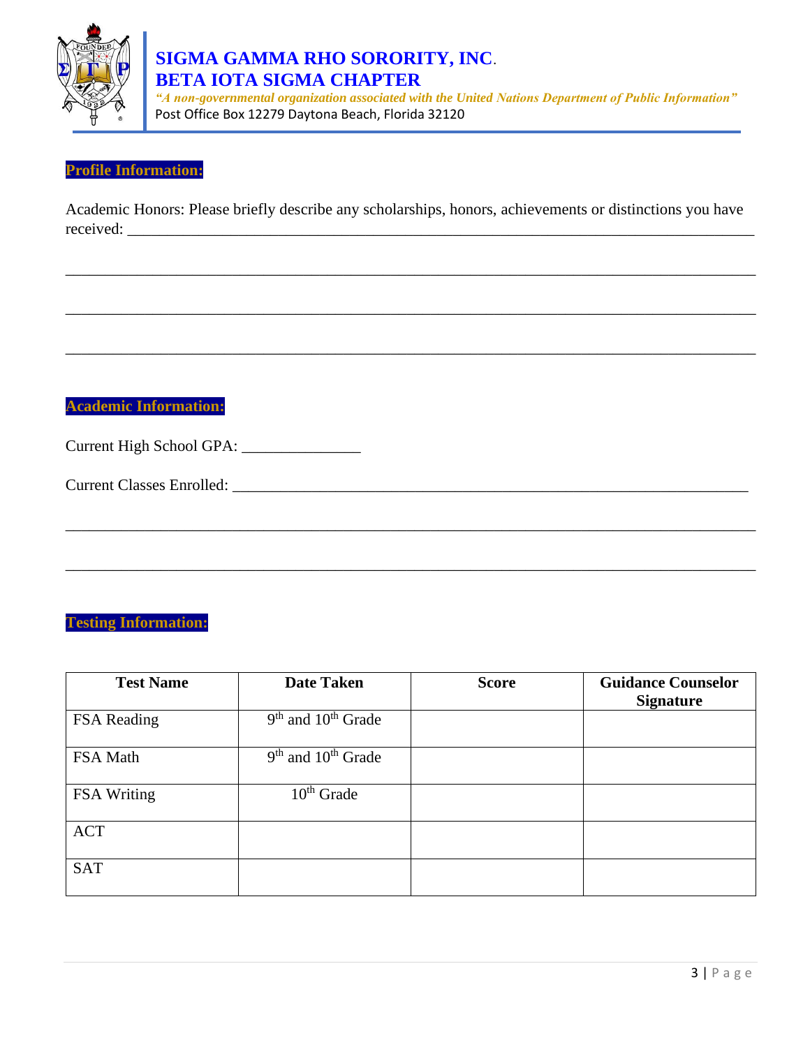**SIGMA GAMMA RHO SORORITY, INC.**
**BETA IOTA SIGMA CHAPTER**
*"A non-governmental organization associated with the United Nations Department of Public Information"*
Post Office Box 12279 Daytona Beach, Florida 32120

## Profile Information:

Academic Honors: Please briefly describe any scholarships, honors, achievements or distinctions you have received: ______________________________________________________________________________

______________________________________________________________________________

______________________________________________________________________________

______________________________________________________________________________

## Academic Information:

Current High School GPA: _______________

Current Classes Enrolled: ______________________________________________________________________

______________________________________________________________________________

______________________________________________________________________________

## Testing Information:

| Test Name | Date Taken | Score | Guidance Counselor Signature |
|---|---|---|---|
| FSA Reading | 9th and 10th Grade | | |
| FSA Math | 9th and 10th Grade | | |
| FSA Writing | 10th Grade | | |
| ACT | | | |
| SAT | | | |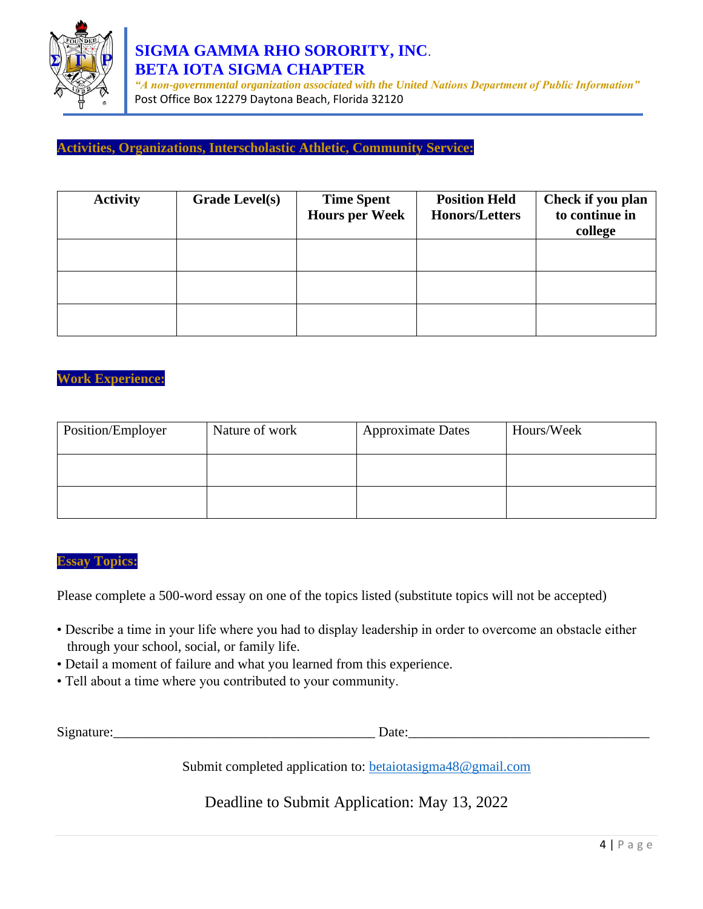# SIGMA GAMMA RHO SORORITY, INC.
## BETA IOTA SIGMA CHAPTER

*"A non-governmental organization associated with the United Nations Department of Public Information"*

Post Office Box 12279 Daytona Beach, Florida 32120

**Activities, Organizations, Interscholastic Athletic, Community Service:**

| Activity | Grade Level(s) | Time Spent Hours per Week | Position Held Honors/Letters | Check if you plan to continue in college |
|---|---|---|---|---|
| | | | | |
| | | | | |
| | | | | |

**Work Experience:**

| Position/Employer | Nature of work | Approximate Dates | Hours/Week |
|---|---|---|---|
| | | | |
| | | | |

**Essay Topics:**

Please complete a 500-word essay on one of the topics listed (substitute topics will not be accepted)

- Describe a time in your life where you had to display leadership in order to overcome an obstacle either through your school, social, or family life.
- Detail a moment of failure and what you learned from this experience.
- Tell about a time where you contributed to your community.

Signature:_____________________________________ Date:___________________________________

Submit completed application to: betaiotasigma48@gmail.com

Deadline to Submit Application: May 13, 2022